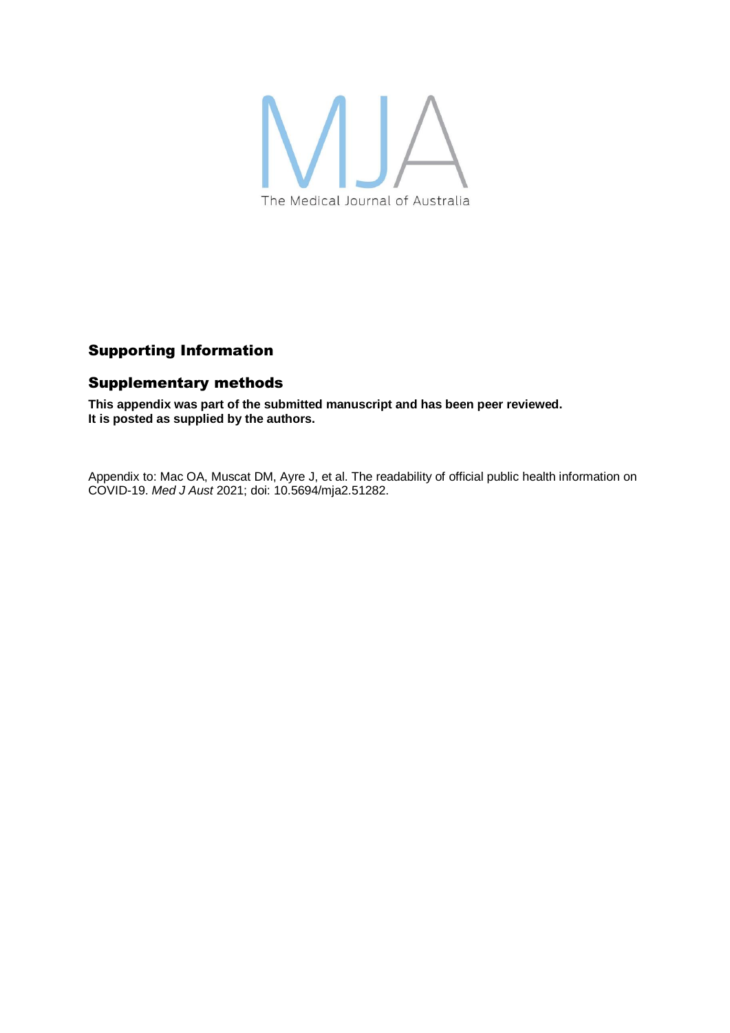MJA

The Medical Journal of Australia

## Supporting Information

## Supplementary methods

**This appendix was part of the submitted manuscript and has been peer reviewed.**
**It is posted as supplied by the authors.**

Appendix to: Mac OA, Muscat DM, Ayre J, et al. The readability of official public health information on COVID-19. *Med J Aust* 2021; doi: 10.5694/mja2.51282.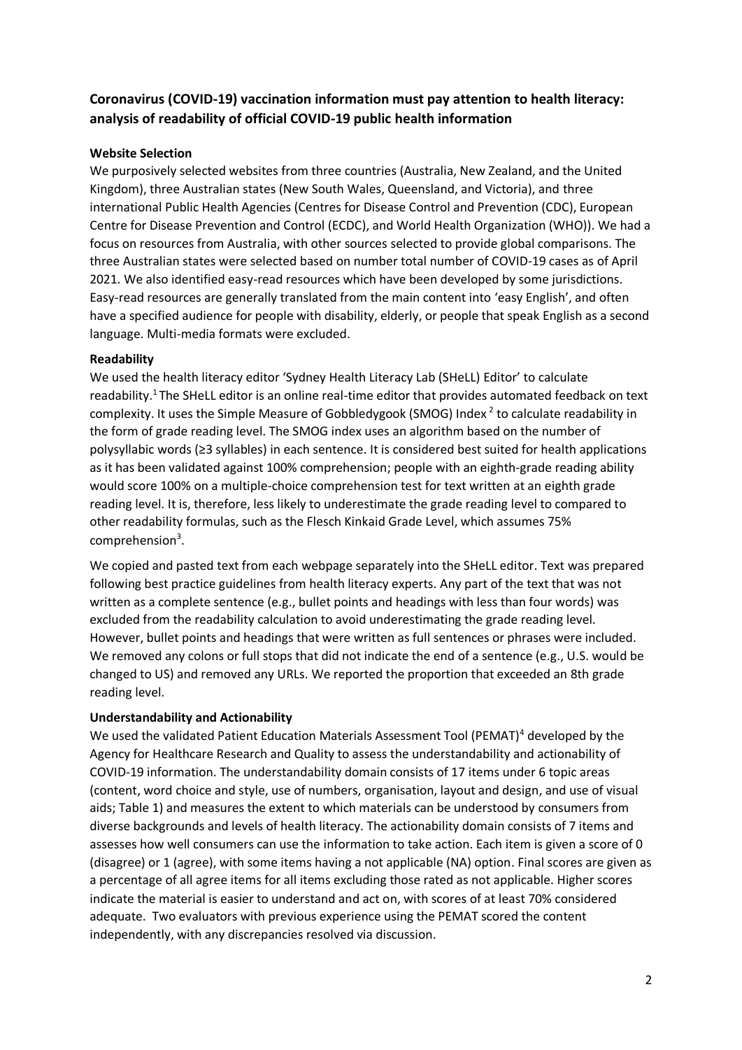# Coronavirus (COVID-19) vaccination information must pay attention to health literacy: analysis of readability of official COVID-19 public health information

### Website Selection

We purposively selected websites from three countries (Australia, New Zealand, and the United Kingdom), three Australian states (New South Wales, Queensland, and Victoria), and three international Public Health Agencies (Centres for Disease Control and Prevention (CDC), European Centre for Disease Prevention and Control (ECDC), and World Health Organization (WHO)). We had a focus on resources from Australia, with other sources selected to provide global comparisons. The three Australian states were selected based on number total number of COVID-19 cases as of April 2021. We also identified easy-read resources which have been developed by some jurisdictions. Easy-read resources are generally translated from the main content into 'easy English', and often have a specified audience for people with disability, elderly, or people that speak English as a second language. Multi-media formats were excluded.

### Readability

We used the health literacy editor 'Sydney Health Literacy Lab (SHeLL) Editor' to calculate readability.[1] The SHeLL editor is an online real-time editor that provides automated feedback on text complexity. It uses the Simple Measure of Gobbledygook (SMOG) Index [2] to calculate readability in the form of grade reading level. The SMOG index uses an algorithm based on the number of polysyllabic words (≥3 syllables) in each sentence. It is considered best suited for health applications as it has been validated against 100% comprehension; people with an eighth-grade reading ability would score 100% on a multiple-choice comprehension test for text written at an eighth grade reading level. It is, therefore, less likely to underestimate the grade reading level to compared to other readability formulas, such as the Flesch Kinkaid Grade Level, which assumes 75% comprehension[3].

We copied and pasted text from each webpage separately into the SHeLL editor. Text was prepared following best practice guidelines from health literacy experts. Any part of the text that was not written as a complete sentence (e.g., bullet points and headings with less than four words) was excluded from the readability calculation to avoid underestimating the grade reading level. However, bullet points and headings that were written as full sentences or phrases were included. We removed any colons or full stops that did not indicate the end of a sentence (e.g., U.S. would be changed to US) and removed any URLs. We reported the proportion that exceeded an 8th grade reading level.

### Understandability and Actionability

We used the validated Patient Education Materials Assessment Tool (PEMAT)[4] developed by the Agency for Healthcare Research and Quality to assess the understandability and actionability of COVID-19 information. The understandability domain consists of 17 items under 6 topic areas (content, word choice and style, use of numbers, organisation, layout and design, and use of visual aids; Table 1) and measures the extent to which materials can be understood by consumers from diverse backgrounds and levels of health literacy. The actionability domain consists of 7 items and assesses how well consumers can use the information to take action. Each item is given a score of 0 (disagree) or 1 (agree), with some items having a not applicable (NA) option. Final scores are given as a percentage of all agree items for all items excluding those rated as not applicable. Higher scores indicate the material is easier to understand and act on, with scores of at least 70% considered adequate. Two evaluators with previous experience using the PEMAT scored the content independently, with any discrepancies resolved via discussion.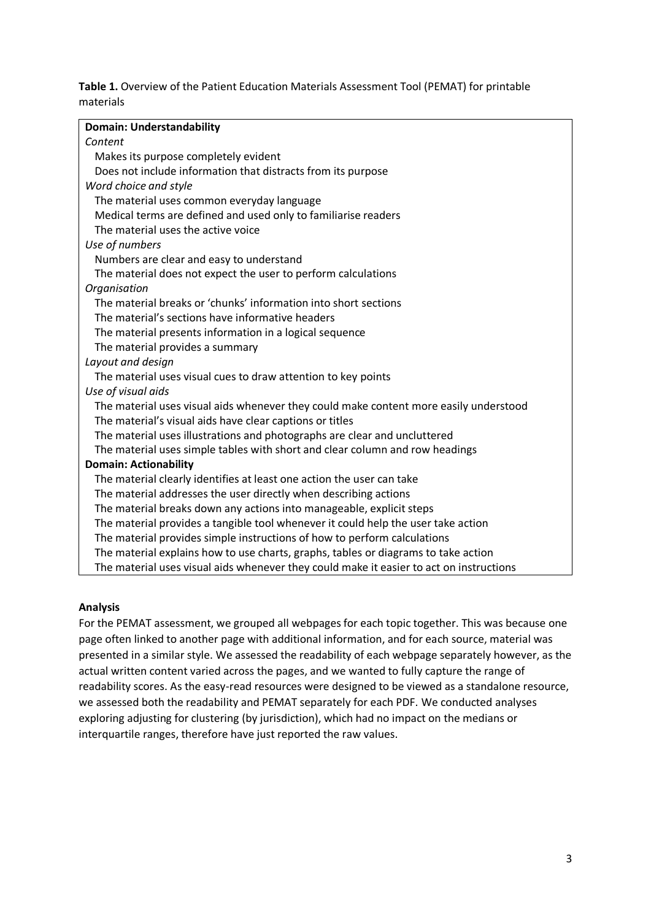**Table 1.** Overview of the Patient Education Materials Assessment Tool (PEMAT) for printable materials

| **Domain: Understandability** |
|---|
| *Content* |
| Makes its purpose completely evident |
| Does not include information that distracts from its purpose |
| *Word choice and style* |
| The material uses common everyday language |
| Medical terms are defined and used only to familiarise readers |
| The material uses the active voice |
| *Use of numbers* |
| Numbers are clear and easy to understand |
| The material does not expect the user to perform calculations |
| *Organisation* |
| The material breaks or 'chunks' information into short sections |
| The material's sections have informative headers |
| The material presents information in a logical sequence |
| The material provides a summary |
| *Layout and design* |
| The material uses visual cues to draw attention to key points |
| *Use of visual aids* |
| The material uses visual aids whenever they could make content more easily understood |
| The material's visual aids have clear captions or titles |
| The material uses illustrations and photographs are clear and uncluttered |
| The material uses simple tables with short and clear column and row headings |
| **Domain: Actionability** |
| The material clearly identifies at least one action the user can take |
| The material addresses the user directly when describing actions |
| The material breaks down any actions into manageable, explicit steps |
| The material provides a tangible tool whenever it could help the user take action |
| The material provides simple instructions of how to perform calculations |
| The material explains how to use charts, graphs, tables or diagrams to take action |
| The material uses visual aids whenever they could make it easier to act on instructions |

**Analysis**

For the PEMAT assessment, we grouped all webpages for each topic together. This was because one page often linked to another page with additional information, and for each source, material was presented in a similar style. We assessed the readability of each webpage separately however, as the actual written content varied across the pages, and we wanted to fully capture the range of readability scores. As the easy-read resources were designed to be viewed as a standalone resource, we assessed both the readability and PEMAT separately for each PDF. We conducted analyses exploring adjusting for clustering (by jurisdiction), which had no impact on the medians or interquartile ranges, therefore have just reported the raw values.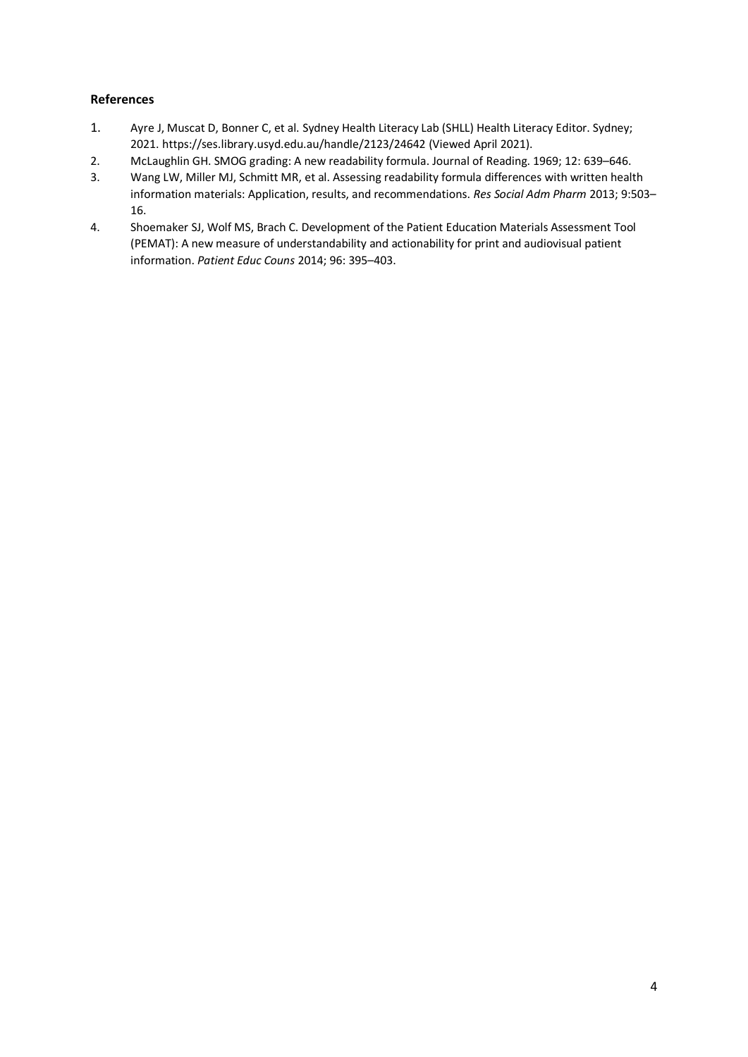**References**

1. Ayre J, Muscat D, Bonner C, et al. Sydney Health Literacy Lab (SHLL) Health Literacy Editor. Sydney; 2021. https://ses.library.usyd.edu.au/handle/2123/24642 (Viewed April 2021).
2. McLaughlin GH. SMOG grading: A new readability formula. Journal of Reading. 1969; 12: 639–646.
3. Wang LW, Miller MJ, Schmitt MR, et al. Assessing readability formula differences with written health information materials: Application, results, and recommendations. *Res Social Adm Pharm* 2013; 9:503–16.
4. Shoemaker SJ, Wolf MS, Brach C. Development of the Patient Education Materials Assessment Tool (PEMAT): A new measure of understandability and actionability for print and audiovisual patient information. *Patient Educ Couns* 2014; 96: 395–403.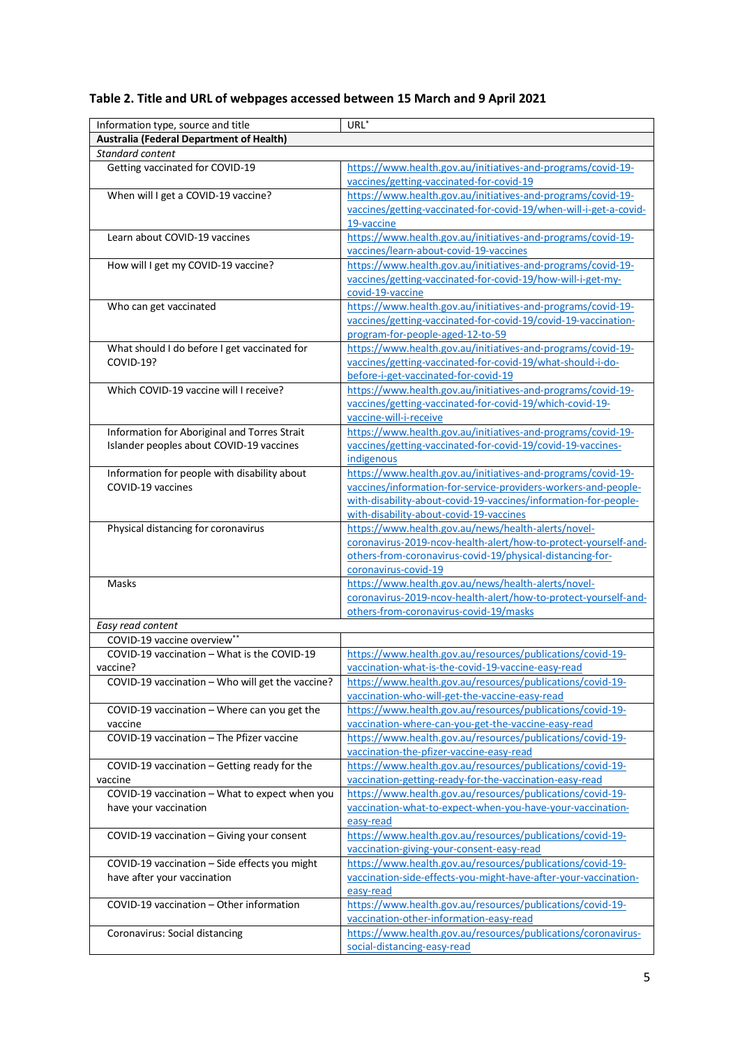**Table 2. Title and URL of webpages accessed between 15 March and 9 April 2021**

| Information type, source and title | URL[*] |
|---|---|
| **Australia (Federal Department of Health)** | |
| *Standard content* | |
| Getting vaccinated for COVID-19 | https://www.health.gov.au/initiatives-and-programs/covid-19-vaccines/getting-vaccinated-for-covid-19 |
| When will I get a COVID-19 vaccine? | https://www.health.gov.au/initiatives-and-programs/covid-19-vaccines/getting-vaccinated-for-covid-19/when-will-i-get-a-covid-19-vaccine |
| Learn about COVID-19 vaccines | https://www.health.gov.au/initiatives-and-programs/covid-19-vaccines/learn-about-covid-19-vaccines |
| How will I get my COVID-19 vaccine? | https://www.health.gov.au/initiatives-and-programs/covid-19-vaccines/getting-vaccinated-for-covid-19/how-will-i-get-my-covid-19-vaccine |
| Who can get vaccinated | https://www.health.gov.au/initiatives-and-programs/covid-19-vaccines/getting-vaccinated-for-covid-19/covid-19-vaccination-program-for-people-aged-12-to-59 |
| What should I do before I get vaccinated for COVID-19? | https://www.health.gov.au/initiatives-and-programs/covid-19-vaccines/getting-vaccinated-for-covid-19/what-should-i-do-before-i-get-vaccinated-for-covid-19 |
| Which COVID-19 vaccine will I receive? | https://www.health.gov.au/initiatives-and-programs/covid-19-vaccines/getting-vaccinated-for-covid-19/which-covid-19-vaccine-will-i-receive |
| Information for Aboriginal and Torres Strait Islander peoples about COVID-19 vaccines | https://www.health.gov.au/initiatives-and-programs/covid-19-vaccines/getting-vaccinated-for-covid-19/covid-19-vaccines-indigenous |
| Information for people with disability about COVID-19 vaccines | https://www.health.gov.au/initiatives-and-programs/covid-19-vaccines/information-for-service-providers-workers-and-people-with-disability-about-covid-19-vaccines/information-for-people-with-disability-about-covid-19-vaccines |
| Physical distancing for coronavirus | https://www.health.gov.au/news/health-alerts/novel-coronavirus-2019-ncov-health-alert/how-to-protect-yourself-and-others-from-coronavirus-covid-19/physical-distancing-for-coronavirus-covid-19 |
| Masks | https://www.health.gov.au/news/health-alerts/novel-coronavirus-2019-ncov-health-alert/how-to-protect-yourself-and-others-from-coronavirus-covid-19/masks |
| *Easy read content* | |
| COVID-19 vaccine overview[**] | |
| COVID-19 vaccination – What is the COVID-19 vaccine? | https://www.health.gov.au/resources/publications/covid-19-vaccination-what-is-the-covid-19-vaccine-easy-read |
| COVID-19 vaccination – Who will get the vaccine? | https://www.health.gov.au/resources/publications/covid-19-vaccination-who-will-get-the-vaccine-easy-read |
| COVID-19 vaccination – Where can you get the vaccine | https://www.health.gov.au/resources/publications/covid-19-vaccination-where-can-you-get-the-vaccine-easy-read |
| COVID-19 vaccination – The Pfizer vaccine | https://www.health.gov.au/resources/publications/covid-19-vaccination-the-pfizer-vaccine-easy-read |
| COVID-19 vaccination – Getting ready for the vaccine | https://www.health.gov.au/resources/publications/covid-19-vaccination-getting-ready-for-the-vaccination-easy-read |
| COVID-19 vaccination – What to expect when you have your vaccination | https://www.health.gov.au/resources/publications/covid-19-vaccination-what-to-expect-when-you-have-your-vaccination-easy-read |
| COVID-19 vaccination – Giving your consent | https://www.health.gov.au/resources/publications/covid-19-vaccination-giving-your-consent-easy-read |
| COVID-19 vaccination – Side effects you might have after your vaccination | https://www.health.gov.au/resources/publications/covid-19-vaccination-side-effects-you-might-have-after-your-vaccination-easy-read |
| COVID-19 vaccination – Other information | https://www.health.gov.au/resources/publications/covid-19-vaccination-other-information-easy-read |
| Coronavirus: Social distancing | https://www.health.gov.au/resources/publications/coronavirus-social-distancing-easy-read |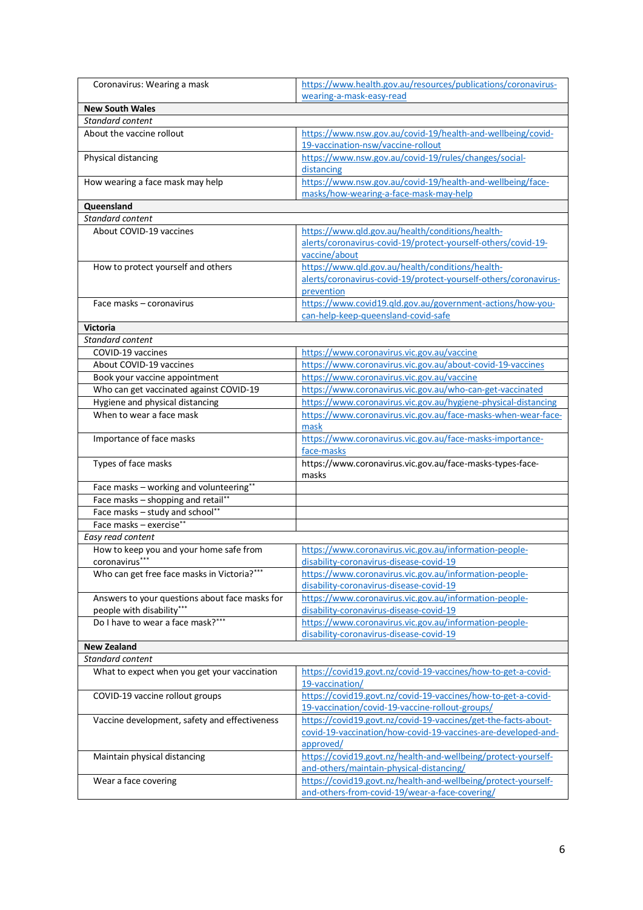| | |
|---|---|
| Coronavirus: Wearing a mask | https://www.health.gov.au/resources/publications/coronavirus-wearing-a-mask-easy-read |
| **New South Wales** | |
| *Standard content* | |
| About the vaccine rollout | https://www.nsw.gov.au/covid-19/health-and-wellbeing/covid-19-vaccination-nsw/vaccine-rollout |
| Physical distancing | https://www.nsw.gov.au/covid-19/rules/changes/social-distancing |
| How wearing a face mask may help | https://www.nsw.gov.au/covid-19/health-and-wellbeing/face-masks/how-wearing-a-face-mask-may-help |
| **Queensland** | |
| *Standard content* | |
| About COVID-19 vaccines | https://www.qld.gov.au/health/conditions/health-alerts/coronavirus-covid-19/protect-yourself-others/covid-19-vaccine/about |
| How to protect yourself and others | https://www.qld.gov.au/health/conditions/health-alerts/coronavirus-covid-19/protect-yourself-others/coronavirus-prevention |
| Face masks – coronavirus | https://www.covid19.qld.gov.au/government-actions/how-you-can-help-keep-queensland-covid-safe |
| **Victoria** | |
| *Standard content* | |
| COVID-19 vaccines | https://www.coronavirus.vic.gov.au/vaccine |
| About COVID-19 vaccines | https://www.coronavirus.vic.gov.au/about-covid-19-vaccines |
| Book your vaccine appointment | https://www.coronavirus.vic.gov.au/vaccine |
| Who can get vaccinated against COVID-19 | https://www.coronavirus.vic.gov.au/who-can-get-vaccinated |
| Hygiene and physical distancing | https://www.coronavirus.vic.gov.au/hygiene-physical-distancing |
| When to wear a face mask | https://www.coronavirus.vic.gov.au/face-masks-when-wear-face-mask |
| Importance of face masks | https://www.coronavirus.vic.gov.au/face-masks-importance-face-masks |
| Types of face masks | https://www.coronavirus.vic.gov.au/face-masks-types-face-masks |
| Face masks – working and volunteering** | |
| Face masks – shopping and retail** | |
| Face masks – study and school** | |
| Face masks – exercise** | |
| *Easy read content* | |
| How to keep you and your home safe from coronavirus*** | https://www.coronavirus.vic.gov.au/information-people-disability-coronavirus-disease-covid-19 |
| Who can get free face masks in Victoria?*** | https://www.coronavirus.vic.gov.au/information-people-disability-coronavirus-disease-covid-19 |
| Answers to your questions about face masks for people with disability*** | https://www.coronavirus.vic.gov.au/information-people-disability-coronavirus-disease-covid-19 |
| Do I have to wear a face mask?*** | https://www.coronavirus.vic.gov.au/information-people-disability-coronavirus-disease-covid-19 |
| **New Zealand** | |
| *Standard content* | |
| What to expect when you get your vaccination | https://covid19.govt.nz/covid-19-vaccines/how-to-get-a-covid-19-vaccination/ |
| COVID-19 vaccine rollout groups | https://covid19.govt.nz/covid-19-vaccines/how-to-get-a-covid-19-vaccination/covid-19-vaccine-rollout-groups/ |
| Vaccine development, safety and effectiveness | https://covid19.govt.nz/covid-19-vaccines/get-the-facts-about-covid-19-vaccination/how-covid-19-vaccines-are-developed-and-approved/ |
| Maintain physical distancing | https://covid19.govt.nz/health-and-wellbeing/protect-yourself-and-others/maintain-physical-distancing/ |
| Wear a face covering | https://covid19.govt.nz/health-and-wellbeing/protect-yourself-and-others-from-covid-19/wear-a-face-covering/ |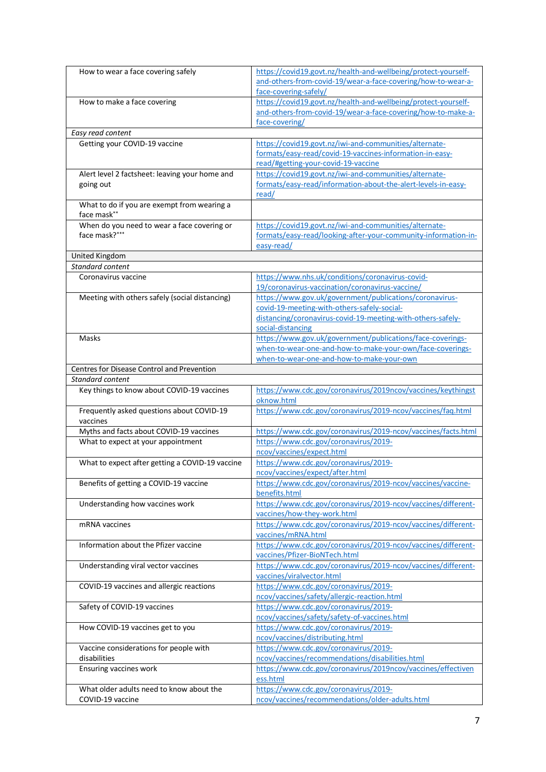| | |
|---|---|
| How to wear a face covering safely | https://covid19.govt.nz/health-and-wellbeing/protect-yourself-and-others-from-covid-19/wear-a-face-covering/how-to-wear-a-face-covering-safely/ |
| How to make a face covering | https://covid19.govt.nz/health-and-wellbeing/protect-yourself-and-others-from-covid-19/wear-a-face-covering/how-to-make-a-face-covering/ |
| *Easy read content* | |
| Getting your COVID-19 vaccine | https://covid19.govt.nz/iwi-and-communities/alternate-formats/easy-read/covid-19-vaccines-information-in-easy-read/#getting-your-covid-19-vaccine |
| Alert level 2 factsheet: leaving your home and going out | https://covid19.govt.nz/iwi-and-communities/alternate-formats/easy-read/information-about-the-alert-levels-in-easy-read/ |
| What to do if you are exempt from wearing a face mask** | |
| When do you need to wear a face covering or face mask?*** | https://covid19.govt.nz/iwi-and-communities/alternate-formats/easy-read/looking-after-your-community-information-in-easy-read/ |
| United Kingdom | |
| *Standard content* | |
| Coronavirus vaccine | https://www.nhs.uk/conditions/coronavirus-covid-19/coronavirus-vaccination/coronavirus-vaccine/ |
| Meeting with others safely (social distancing) | https://www.gov.uk/government/publications/coronavirus-covid-19-meeting-with-others-safely-social-distancing/coronavirus-covid-19-meeting-with-others-safely-social-distancing |
| Masks | https://www.gov.uk/government/publications/face-coverings-when-to-wear-one-and-how-to-make-your-own/face-coverings-when-to-wear-one-and-how-to-make-your-own |
| Centres for Disease Control and Prevention | |
| *Standard content* | |
| Key things to know about COVID-19 vaccines | https://www.cdc.gov/coronavirus/2019ncov/vaccines/keythingstoknow.html |
| Frequently asked questions about COVID-19 vaccines | https://www.cdc.gov/coronavirus/2019-ncov/vaccines/faq.html |
| Myths and facts about COVID-19 vaccines | https://www.cdc.gov/coronavirus/2019-ncov/vaccines/facts.html |
| What to expect at your appointment | https://www.cdc.gov/coronavirus/2019-ncov/vaccines/expect.html |
| What to expect after getting a COVID-19 vaccine | https://www.cdc.gov/coronavirus/2019-ncov/vaccines/expect/after.html |
| Benefits of getting a COVID-19 vaccine | https://www.cdc.gov/coronavirus/2019-ncov/vaccines/vaccine-benefits.html |
| Understanding how vaccines work | https://www.cdc.gov/coronavirus/2019-ncov/vaccines/different-vaccines/how-they-work.html |
| mRNA vaccines | https://www.cdc.gov/coronavirus/2019-ncov/vaccines/different-vaccines/mRNA.html |
| Information about the Pfizer vaccine | https://www.cdc.gov/coronavirus/2019-ncov/vaccines/different-vaccines/Pfizer-BioNTech.html |
| Understanding viral vector vaccines | https://www.cdc.gov/coronavirus/2019-ncov/vaccines/different-vaccines/viralvector.html |
| COVID-19 vaccines and allergic reactions | https://www.cdc.gov/coronavirus/2019-ncov/vaccines/safety/allergic-reaction.html |
| Safety of COVID-19 vaccines | https://www.cdc.gov/coronavirus/2019-ncov/vaccines/safety/safety-of-vaccines.html |
| How COVID-19 vaccines get to you | https://www.cdc.gov/coronavirus/2019-ncov/vaccines/distributing.html |
| Vaccine considerations for people with disabilities | https://www.cdc.gov/coronavirus/2019-ncov/vaccines/recommendations/disabilities.html |
| Ensuring vaccines work | https://www.cdc.gov/coronavirus/2019ncov/vaccines/effectiveness.html |
| What older adults need to know about the COVID-19 vaccine | https://www.cdc.gov/coronavirus/2019-ncov/vaccines/recommendations/older-adults.html |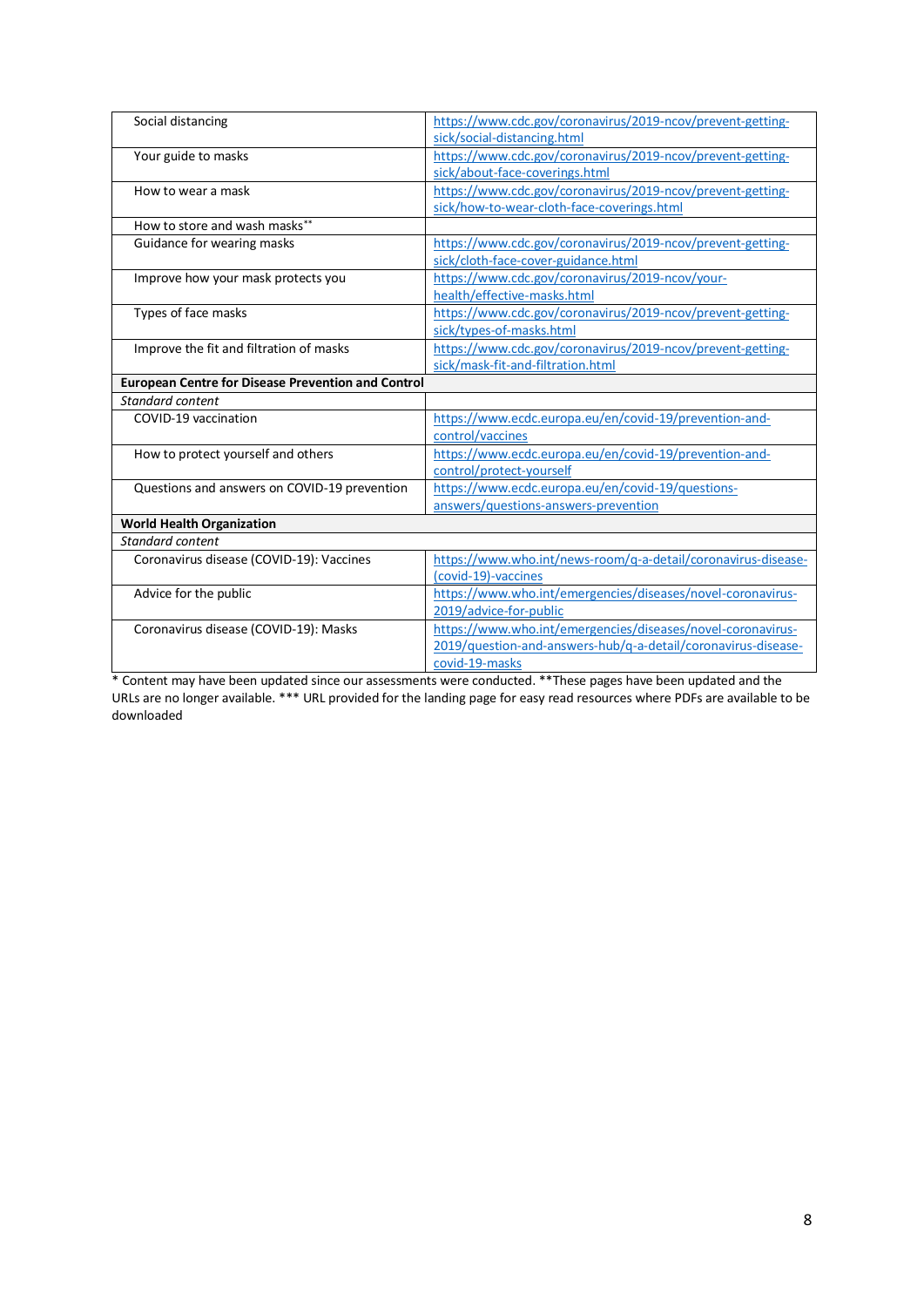| | |
|---|---|
| Social distancing | https://www.cdc.gov/coronavirus/2019-ncov/prevent-getting-sick/social-distancing.html |
| Your guide to masks | https://www.cdc.gov/coronavirus/2019-ncov/prevent-getting-sick/about-face-coverings.html |
| How to wear a mask | https://www.cdc.gov/coronavirus/2019-ncov/prevent-getting-sick/how-to-wear-cloth-face-coverings.html |
| How to store and wash masks** | |
| Guidance for wearing masks | https://www.cdc.gov/coronavirus/2019-ncov/prevent-getting-sick/cloth-face-cover-guidance.html |
| Improve how your mask protects you | https://www.cdc.gov/coronavirus/2019-ncov/your-health/effective-masks.html |
| Types of face masks | https://www.cdc.gov/coronavirus/2019-ncov/prevent-getting-sick/types-of-masks.html |
| Improve the fit and filtration of masks | https://www.cdc.gov/coronavirus/2019-ncov/prevent-getting-sick/mask-fit-and-filtration.html |
| **European Centre for Disease Prevention and Control** | |
| *Standard content* | |
| COVID-19 vaccination | https://www.ecdc.europa.eu/en/covid-19/prevention-and-control/vaccines |
| How to protect yourself and others | https://www.ecdc.europa.eu/en/covid-19/prevention-and-control/protect-yourself |
| Questions and answers on COVID-19 prevention | https://www.ecdc.europa.eu/en/covid-19/questions-answers/questions-answers-prevention |
| **World Health Organization** | |
| *Standard content* | |
| Coronavirus disease (COVID-19): Vaccines | https://www.who.int/news-room/q-a-detail/coronavirus-disease-(covid-19)-vaccines |
| Advice for the public | https://www.who.int/emergencies/diseases/novel-coronavirus-2019/advice-for-public |
| Coronavirus disease (COVID-19): Masks | https://www.who.int/emergencies/diseases/novel-coronavirus-2019/question-and-answers-hub/q-a-detail/coronavirus-disease-covid-19-masks |

* Content may have been updated since our assessments were conducted. **These pages have been updated and the URLs are no longer available. *** URL provided for the landing page for easy read resources where PDFs are available to be downloaded